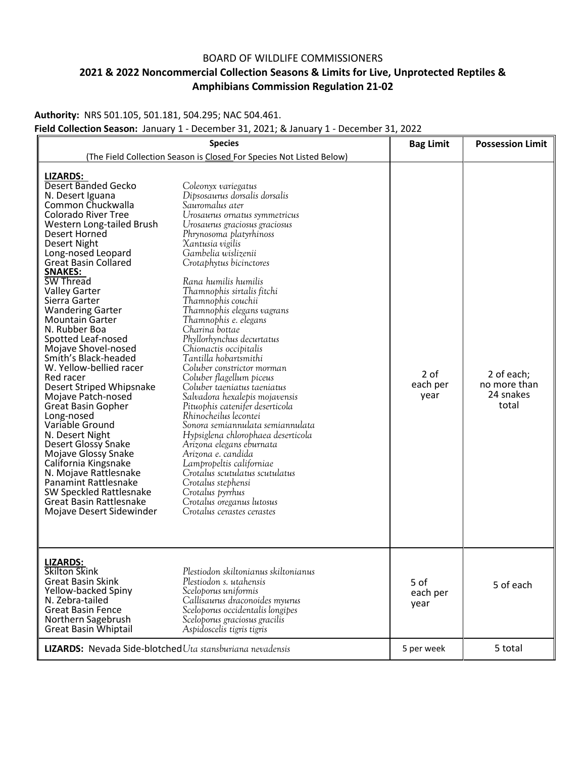BOARD OF WILDLIFE COMMISSIONERS

## 2021 & 2022 Noncommercial Collection Seasons & Limits for Live, Unprotected Reptiles & Amphibians Commission Regulation 21-02

**Authority:** NRS 501.105, 501.181, 504.295; NAC 504.461.

**Field Collection Season:** January 1 - December 31, 2021; & January 1 - December 31, 2022

| Species (The Field Collection Season is Closed For Species Not Listed Below) | | Bag Limit | Possession Limit |
|---|---|---|---|
| **LIZARDS:** | | 2 of each per year | 2 of each; no more than 24 snakes total |
| Desert Banded Gecko | *Coleonyx variegatus* | | |
| N. Desert Iguana | *Dipsosaurus dorsalis dorsalis* | | |
| Common Chuckwalla | *Sauromalus ater* | | |
| Colorado River Tree | *Urosaurus ornatus symmetricus* | | |
| Western Long-tailed Brush | *Urosaurus graciosus graciosus* | | |
| Desert Horned | *Phrynosoma platyrhinoss* | | |
| Desert Night | *Xantusia vigilis* | | |
| Long-nosed Leopard | *Gambelia wislizenii* | | |
| Great Basin Collared | *Crotaphytus bicinctores* | | |
| **SNAKES:** | | | |
| SW Thread | *Rana humilis humilis* | | |
| Valley Garter | *Thamnophis sirtalis fitchi* | | |
| Sierra Garter | *Thamnophis couchii* | | |
| Wandering Garter | *Thamnophis elegans vagrans* | | |
| Mountain Garter | *Thamnophis e. elegans* | | |
| N. Rubber Boa | *Charina bottae* | | |
| Spotted Leaf-nosed | *Phyllorhynchus decurtatus* | | |
| Mojave Shovel-nosed | *Chionactis occipitalis* | | |
| Smith's Black-headed | *Tantilla hobartsmithi* | | |
| W. Yellow-bellied racer | *Coluber constrictor morman* | | |
| Red racer | *Coluber flagellum piceus* | | |
| Desert Striped Whipsnake | *Coluber taeniatus taeniatus* | | |
| Mojave Patch-nosed | *Salvadora hexalepis mojavensis* | | |
| Great Basin Gopher | *Pituophis catenifer deserticola* | | |
| Long-nosed | *Rhinocheilus lecontei* | | |
| Variable Ground | *Sonora semiannulata semiannulata* | | |
| N. Desert Night | *Hypsiglena chlorophaea deserticola* | | |
| Desert Glossy Snake | *Arizona elegans eburnata* | | |
| Mojave Glossy Snake | *Arizona e. candida* | | |
| California Kingsnake | *Lampropeltis californiae* | | |
| N. Mojave Rattlesnake | *Crotalus scutulatus scutulatus* | | |
| Panamint Rattlesnake | *Crotalus stephensi* | | |
| SW Speckled Rattlesnake | *Crotalus pyrrhus* | | |
| Great Basin Rattlesnake | *Crotalus oreganus lutosus* | | |
| Mojave Desert Sidewinder | *Crotalus cerastes cerastes* | | |
| **LIZARDS:** | | 5 of each per year | 5 of each |
| Skilton Skink | *Plestiodon skiltonianus skiltonianus* | | |
| Great Basin Skink | *Plestiodon s. utahensis* | | |
| Yellow-backed Spiny | *Sceloporus uniformis* | | |
| N. Zebra-tailed | *Callisaurus draconoides myurus* | | |
| Great Basin Fence | *Sceloporus occidentalis longipes* | | |
| Northern Sagebrush | *Sceloporus graciosus gracilis* | | |
| Great Basin Whiptail | *Aspidoscelis tigris tigris* | | |
| **LIZARDS:** Nevada Side-blotched | *Uta stansburiana nevadensis* | 5 per week | 5 total |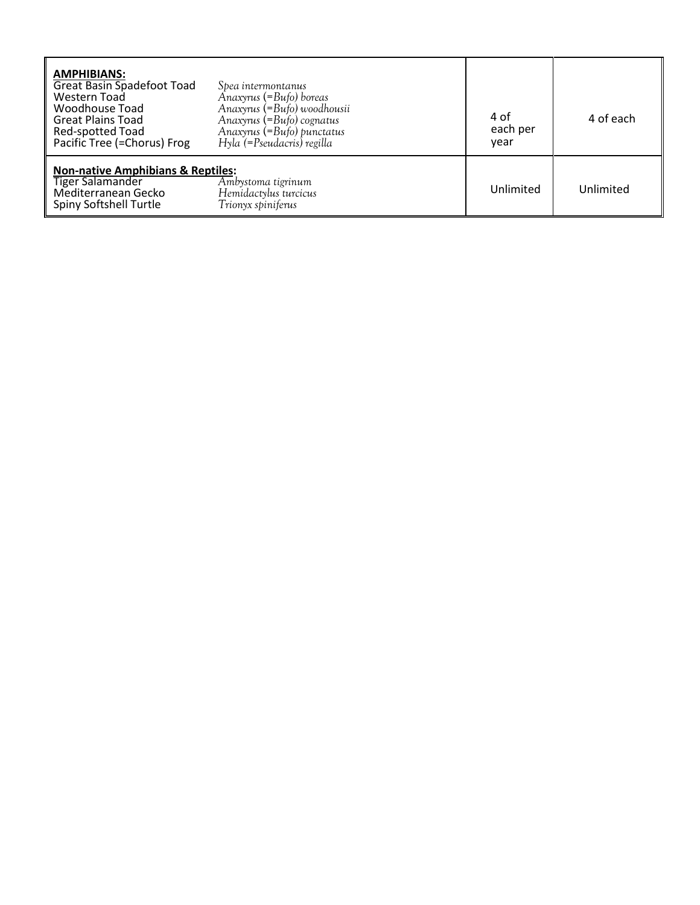| | | | |
|---|---|---|---|
| **AMPHIBIANS:**<br>Great Basin Spadefoot Toad<br>Western Toad<br>Woodhouse Toad<br>Great Plains Toad<br>Red-spotted Toad<br>Pacific Tree (=Chorus) Frog | *Spea intermontanus*<br>*Anaxyrus* (=*Bufo*) *boreas*<br>*Anaxyrus* (=*Bufo*) *woodhousii*<br>*Anaxyrus* (=*Bufo*) *cognatus*<br>*Anaxyrus* (=*Bufo*) *punctatus*<br>*Hyla* (=*Pseudacris*) *regilla* | 4 of each per year | 4 of each |
| **Non-native Amphibians & Reptiles:**<br>Tiger Salamander<br>Mediterranean Gecko<br>Spiny Softshell Turtle | <br>*Ambystoma tigrinum*<br>*Hemidactylus turcicus*<br>*Trionyx spiniferus* | Unlimited | Unlimited |